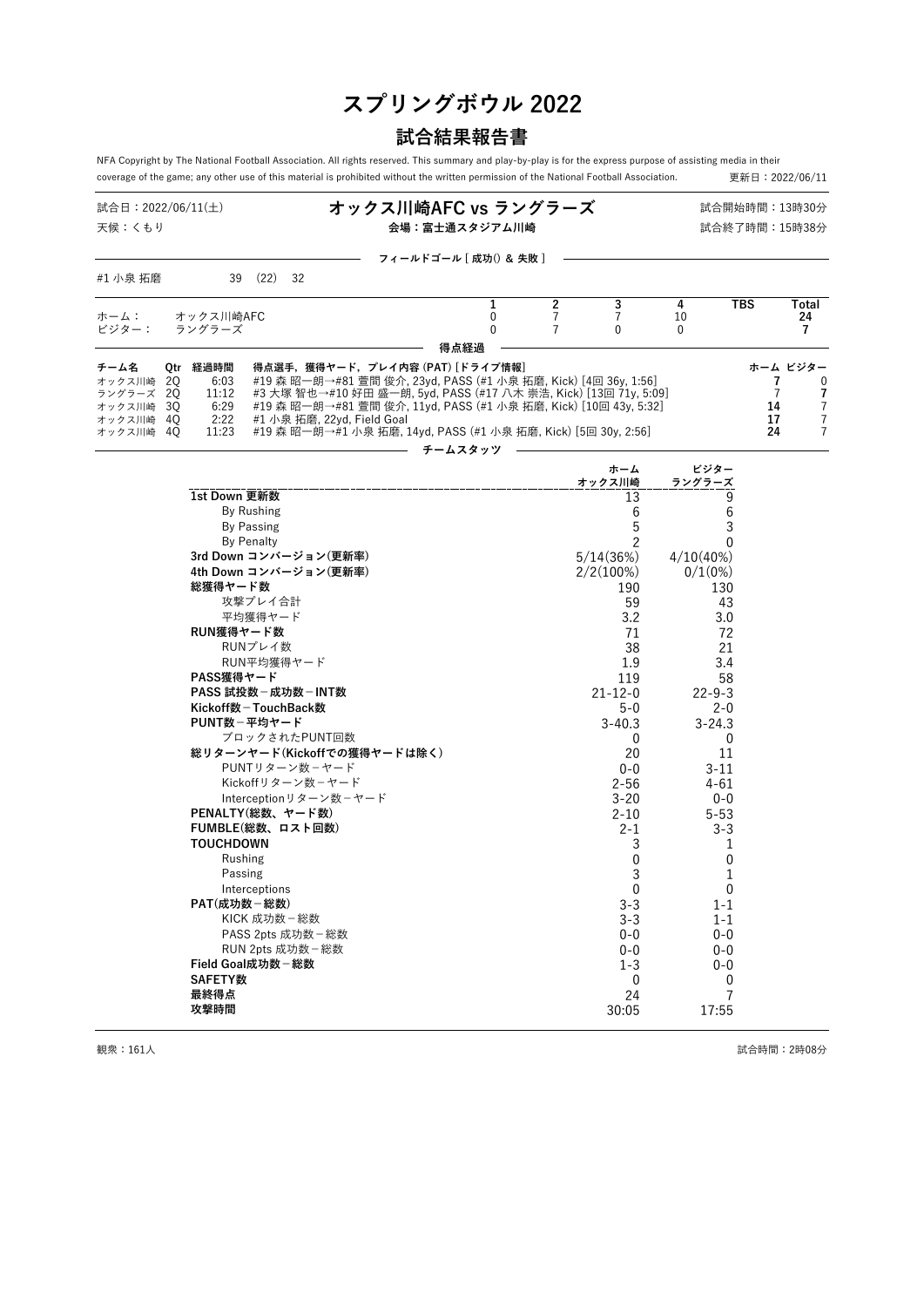# スプリングボウル 2022

## 試合結果報告書

NFA Copyright by The National Football Association. All rights reserved. This summary and play-by-play is for the express purpose of assisting media in their coverage of the game; any other use of this material is prohibited without the written permission of the National Football Association.

更新日：2022/06/11

試合日：2022/06/11(土)
天候：くもり

### オックス川崎AFC vs ラングラーズ

会場：富士通スタジアム川崎

試合開始時間：13時30分
試合終了時間：15時38分

**フィールドゴール [ 成功() & 失敗 ]**

#1 小泉 拓磨　39　(22)　32

| | | 1 | 2 | 3 | 4 | TBS | Total |
|---|---|---|---|---|---|---|---|
| ホーム： | オックス川崎AFC | 0 | 7 | 7 | 10 | | **24** |
| ビジター： | ラングラーズ | 0 | 7 | 0 | 0 | | **7** |

**得点経過**

| チーム名 | Qtr | 経過時間 | 得点選手，獲得ヤード，プレイ内容 (PAT) [ドライブ情報] | ホーム | ビジター |
|---|---|---|---|---|---|
| オックス川崎 | 2Q | 6:03 | #19 森 昭一朗→#81 萱間 俊介, 23yd, PASS (#1 小泉 拓磨, Kick) [4回 36y, 1:56] | **7** | 0 |
| ラングラーズ | 2Q | 11:12 | #3 大塚 智也→#10 好田 盛一朗, 5yd, PASS (#17 八木 崇浩, Kick) [13回 71y, 5:09] | 7 | **7** |
| オックス川崎 | 3Q | 6:29 | #19 森 昭一朗→#81 萱間 俊介, 11yd, PASS (#1 小泉 拓磨, Kick) [10回 43y, 5:32] | **14** | 7 |
| オックス川崎 | 4Q | 2:22 | #1 小泉 拓磨, 22yd, Field Goal | **17** | 7 |
| オックス川崎 | 4Q | 11:23 | #19 森 昭一朗→#1 小泉 拓磨, 14yd, PASS (#1 小泉 拓磨, Kick) [5回 30y, 2:56] | **24** | 7 |

**チームスタッツ**

| | ホーム<br>オックス川崎 | ビジター<br>ラングラーズ |
|---|---|---|
| **1st Down 更新数** | 13 | 9 |
| By Rushing | 6 | 6 |
| By Passing | 5 | 3 |
| By Penalty | 2 | 0 |
| **3rd Down コンバージョン(更新率)** | 5/14(36%) | 4/10(40%) |
| **4th Down コンバージョン(更新率)** | 2/2(100%) | 0/1(0%) |
| **総獲得ヤード数** | 190 | 130 |
| 攻撃プレイ合計 | 59 | 43 |
| 平均獲得ヤード | 3.2 | 3.0 |
| **RUN獲得ヤード数** | 71 | 72 |
| RUNプレイ数 | 38 | 21 |
| RUN平均獲得ヤード | 1.9 | 3.4 |
| **PASS獲得ヤード** | 119 | 58 |
| **PASS 試投数－成功数－INT数** | 21-12-0 | 22-9-3 |
| **Kickoff数－TouchBack数** | 5-0 | 2-0 |
| **PUNT数－平均ヤード** | 3-40.3 | 3-24.3 |
| ブロックされたPUNT回数 | 0 | 0 |
| **総リターンヤード(Kickoffでの獲得ヤードは除く)** | 20 | 11 |
| PUNTリターン数－ヤード | 0-0 | 3-11 |
| Kickoffリターン数－ヤード | 2-56 | 4-61 |
| Interceptionリターン数－ヤード | 3-20 | 0-0 |
| **PENALTY(総数、ヤード数)** | 2-10 | 5-53 |
| **FUMBLE(総数、ロスト回数)** | 2-1 | 3-3 |
| **TOUCHDOWN** | 3 | 1 |
| Rushing | 0 | 0 |
| Passing | 3 | 1 |
| Interceptions | 0 | 0 |
| **PAT(成功数－総数)** | 3-3 | 1-1 |
| KICK 成功数－総数 | 3-3 | 1-1 |
| PASS 2pts 成功数－総数 | 0-0 | 0-0 |
| RUN 2pts 成功数－総数 | 0-0 | 0-0 |
| **Field Goal成功数－総数** | 1-3 | 0-0 |
| **SAFETY数** | 0 | 0 |
| **最終得点** | 24 | 7 |
| **攻撃時間** | 30:05 | 17:55 |

観衆：161人

試合時間：2時08分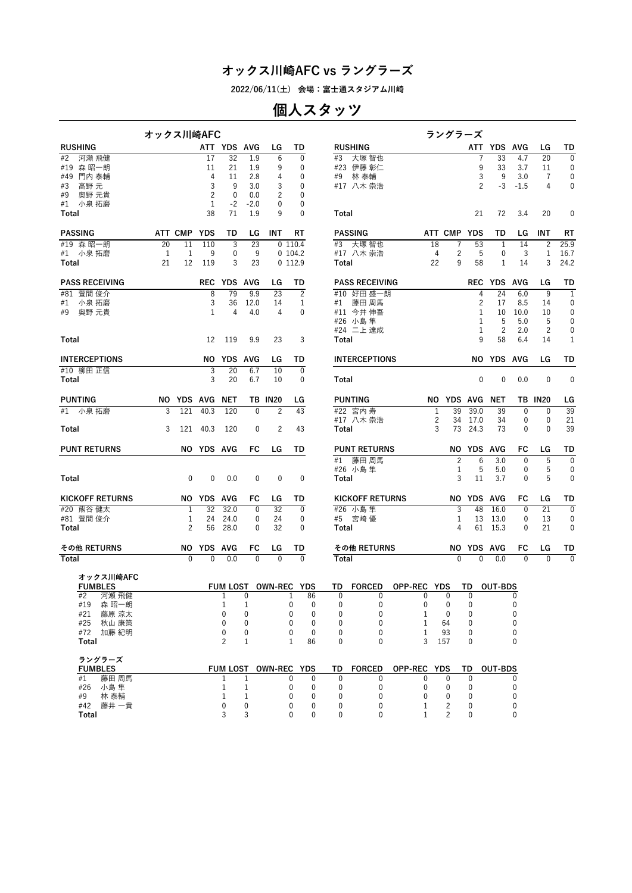# オックス川崎AFC vs ラングラーズ

2022/06/11(土) 会場：富士通スタジアム川崎

## 個人スタッツ

### オックス川崎AFC

| RUSHING | ATT | YDS | AVG | LG | TD |
|---|---|---|---|---|---|
| #2 河瀬 飛健 | 17 | 32 | 1.9 | 6 | 0 |
| #19 森 昭一朗 | 11 | 21 | 1.9 | 9 | 0 |
| #49 門内 泰輔 | 4 | 11 | 2.8 | 4 | 0 |
| #3 高野 元 | 3 | 9 | 3.0 | 3 | 0 |
| #9 奥野 元貴 | 2 | 0 | 0.0 | 2 | 0 |
| #1 小泉 拓磨 | 1 | -2 | -2.0 | 0 | 0 |
| Total | 38 | 71 | 1.9 | 9 | 0 |

| PASSING | ATT | CMP | YDS | TD | LG | INT | RT |
|---|---|---|---|---|---|---|---|
| #19 森 昭一朗 | 20 | 11 | 110 | 3 | 23 | 0 | 110.4 |
| #1 小泉 拓磨 | 1 | 1 | 9 | 0 | 9 | 0 | 104.2 |
| Total | 21 | 12 | 119 | 3 | 23 | 0 | 112.9 |

| PASS RECEIVING | REC | YDS | AVG | LG | TD |
|---|---|---|---|---|---|
| #81 萱間 俊介 | 8 | 79 | 9.9 | 23 | 2 |
| #1 小泉 拓磨 | 3 | 36 | 12.0 | 14 | 1 |
| #9 奥野 元貴 | 1 | 4 | 4.0 | 4 | 0 |
| Total | 12 | 119 | 9.9 | 23 | 3 |

| INTERCEPTIONS | NO | YDS | AVG | LG | TD |
|---|---|---|---|---|---|
| #10 柳田 正信 | 3 | 20 | 6.7 | 10 | 0 |
| Total | 3 | 20 | 6.7 | 10 | 0 |

| PUNTING | NO | YDS | AVG | NET | TB | IN20 | LG |
|---|---|---|---|---|---|---|---|
| #1 小泉 拓磨 | 3 | 121 | 40.3 | 120 | 0 | 2 | 43 |
| Total | 3 | 121 | 40.3 | 120 | 0 | 2 | 43 |

| PUNT RETURNS | NO | YDS | AVG | FC | LG | TD |
|---|---|---|---|---|---|---|
| Total | 0 | 0 | 0.0 | 0 | 0 | 0 |

| KICKOFF RETURNS | NO | YDS | AVG | FC | LG | TD |
|---|---|---|---|---|---|---|
| #20 熊谷 健太 | 1 | 32 | 32.0 | 0 | 32 | 0 |
| #81 萱間 俊介 | 1 | 24 | 24.0 | 0 | 24 | 0 |
| Total | 2 | 56 | 28.0 | 0 | 32 | 0 |

| その他 RETURNS | NO | YDS | AVG | FC | LG | TD |
|---|---|---|---|---|---|---|
| Total | 0 | 0 | 0.0 | 0 | 0 | 0 |

### ラングラーズ

| RUSHING | ATT | YDS | AVG | LG | TD |
|---|---|---|---|---|---|
| #3 大塚 智也 | 7 | 33 | 4.7 | 20 | 0 |
| #23 伊藤 彰仁 | 9 | 33 | 3.7 | 11 | 0 |
| #9 林 泰輔 | 3 | 9 | 3.0 | 7 | 0 |
| #17 八木 崇浩 | 2 | -3 | -1.5 | 4 | 0 |
| Total | 21 | 72 | 3.4 | 20 | 0 |

| PASSING | ATT | CMP | YDS | TD | LG | INT | RT |
|---|---|---|---|---|---|---|---|
| #3 大塚 智也 | 18 | 7 | 53 | 1 | 14 | 2 | 25.9 |
| #17 八木 崇浩 | 4 | 2 | 5 | 0 | 3 | 1 | 16.7 |
| Total | 22 | 9 | 58 | 1 | 14 | 3 | 24.2 |

| PASS RECEIVING | REC | YDS | AVG | LG | TD |
|---|---|---|---|---|---|
| #10 好田 盛一朗 | 4 | 24 | 6.0 | 9 | 1 |
| #1 藤田 周馬 | 2 | 17 | 8.5 | 14 | 0 |
| #11 今井 伸吾 | 1 | 10 | 10.0 | 10 | 0 |
| #26 小島 隼 | 1 | 5 | 5.0 | 5 | 0 |
| #24 二上 達成 | 1 | 2 | 2.0 | 2 | 0 |
| Total | 9 | 58 | 6.4 | 14 | 1 |

| INTERCEPTIONS | NO | YDS | AVG | LG | TD |
|---|---|---|---|---|---|
| Total | 0 | 0 | 0.0 | 0 | 0 |

| PUNTING | NO | YDS | AVG | NET | TB | IN20 | LG |
|---|---|---|---|---|---|---|---|
| #22 宮内 寿 | 1 | 39 | 39.0 | 39 | 0 | 0 | 39 |
| #17 八木 崇浩 | 2 | 34 | 17.0 | 34 | 0 | 0 | 21 |
| Total | 3 | 73 | 24.3 | 73 | 0 | 0 | 39 |

| PUNT RETURNS | NO | YDS | AVG | FC | LG | TD |
|---|---|---|---|---|---|---|
| #1 藤田 周馬 | 2 | 6 | 3.0 | 0 | 5 | 0 |
| #26 小島 隼 | 1 | 5 | 5.0 | 0 | 5 | 0 |
| Total | 3 | 11 | 3.7 | 0 | 5 | 0 |

| KICKOFF RETURNS | NO | YDS | AVG | FC | LG | TD |
|---|---|---|---|---|---|---|
| #26 小島 隼 | 3 | 48 | 16.0 | 0 | 21 | 0 |
| #5 宮崎 優 | 1 | 13 | 13.0 | 0 | 13 | 0 |
| Total | 4 | 61 | 15.3 | 0 | 21 | 0 |

| その他 RETURNS | NO | YDS | AVG | FC | LG | TD |
|---|---|---|---|---|---|---|
| Total | 0 | 0 | 0.0 | 0 | 0 | 0 |

### オックス川崎AFC FUMBLES

| FUMBLES | FUM | LOST | OWN-REC | YDS | TD | FORCED | OPP-REC | YDS | TD | OUT-BDS |
|---|---|---|---|---|---|---|---|---|---|---|
| #2 河瀬 飛健 | 1 | 0 | 1 | 86 | 0 | 0 | 0 | 0 | 0 | 0 |
| #19 森 昭一朗 | 1 | 1 | 0 | 0 | 0 | 0 | 0 | 0 | 0 | 0 |
| #21 藤原 涼太 | 0 | 0 | 0 | 0 | 0 | 0 | 1 | 0 | 0 | 0 |
| #25 秋山 康策 | 0 | 0 | 0 | 0 | 0 | 0 | 1 | 64 | 0 | 0 |
| #72 加藤 紀明 | 0 | 0 | 0 | 0 | 0 | 0 | 1 | 93 | 0 | 0 |
| Total | 2 | 1 | 1 | 86 | 0 | 0 | 3 | 157 | 0 | 0 |

### ラングラーズ FUMBLES

| FUMBLES | FUM | LOST | OWN-REC | YDS | TD | FORCED | OPP-REC | YDS | TD | OUT-BDS |
|---|---|---|---|---|---|---|---|---|---|---|
| #1 藤田 周馬 | 1 | 1 | 0 | 0 | 0 | 0 | 0 | 0 | 0 | 0 |
| #26 小島 隼 | 1 | 1 | 0 | 0 | 0 | 0 | 0 | 0 | 0 | 0 |
| #9 林 泰輔 | 1 | 1 | 0 | 0 | 0 | 0 | 0 | 0 | 0 | 0 |
| #42 藤井 一貴 | 0 | 0 | 0 | 0 | 0 | 0 | 1 | 2 | 0 | 0 |
| Total | 3 | 3 | 0 | 0 | 0 | 0 | 1 | 2 | 0 | 0 |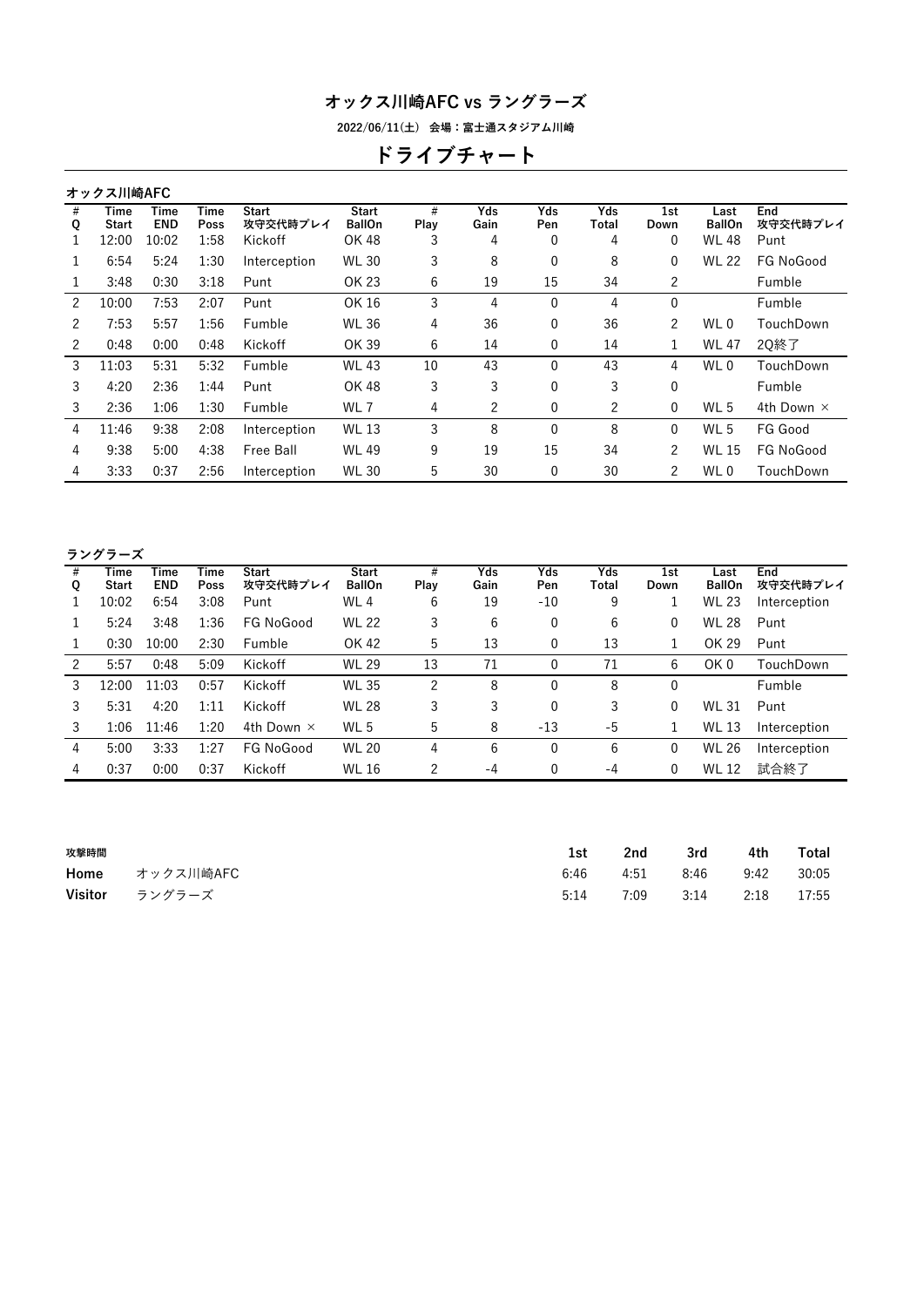# オックス川崎AFC vs ラングラーズ

2022/06/11(土)　会場：富士通スタジアム川崎

## ドライブチャート

### オックス川崎AFC

| # Q | Time Start | Time END | Time Poss | Start 攻守交代時プレイ | Start BallOn | # Play | Yds Gain | Yds Pen | Yds Total | 1st Down | Last BallOn | End 攻守交代時プレイ |
|---|---|---|---|---|---|---|---|---|---|---|---|---|
| 1 | 12:00 | 10:02 | 1:58 | Kickoff | OK 48 | 3 | 4 | 0 | 4 | 0 | WL 48 | Punt |
| 1 | 6:54 | 5:24 | 1:30 | Interception | WL 30 | 3 | 8 | 0 | 8 | 0 | WL 22 | FG NoGood |
| 1 | 3:48 | 0:30 | 3:18 | Punt | OK 23 | 6 | 19 | 15 | 34 | 2 | | Fumble |
| 2 | 10:00 | 7:53 | 2:07 | Punt | OK 16 | 3 | 4 | 0 | 4 | 0 | | Fumble |
| 2 | 7:53 | 5:57 | 1:56 | Fumble | WL 36 | 4 | 36 | 0 | 36 | 2 | WL 0 | TouchDown |
| 2 | 0:48 | 0:00 | 0:48 | Kickoff | OK 39 | 6 | 14 | 0 | 14 | 1 | WL 47 | 2Q終了 |
| 3 | 11:03 | 5:31 | 5:32 | Fumble | WL 43 | 10 | 43 | 0 | 43 | 4 | WL 0 | TouchDown |
| 3 | 4:20 | 2:36 | 1:44 | Punt | OK 48 | 3 | 3 | 0 | 3 | 0 | | Fumble |
| 3 | 2:36 | 1:06 | 1:30 | Fumble | WL 7 | 4 | 2 | 0 | 2 | 0 | WL 5 | 4th Down × |
| 4 | 11:46 | 9:38 | 2:08 | Interception | WL 13 | 3 | 8 | 0 | 8 | 0 | WL 5 | FG Good |
| 4 | 9:38 | 5:00 | 4:38 | Free Ball | WL 49 | 9 | 19 | 15 | 34 | 2 | WL 15 | FG NoGood |
| 4 | 3:33 | 0:37 | 2:56 | Interception | WL 30 | 5 | 30 | 0 | 30 | 2 | WL 0 | TouchDown |

### ラングラーズ

| # Q | Time Start | Time END | Time Poss | Start 攻守交代時プレイ | Start BallOn | # Play | Yds Gain | Yds Pen | Yds Total | 1st Down | Last BallOn | End 攻守交代時プレイ |
|---|---|---|---|---|---|---|---|---|---|---|---|---|
| 1 | 10:02 | 6:54 | 3:08 | Punt | WL 4 | 6 | 19 | -10 | 9 | 1 | WL 23 | Interception |
| 1 | 5:24 | 3:48 | 1:36 | FG NoGood | WL 22 | 3 | 6 | 0 | 6 | 0 | WL 28 | Punt |
| 1 | 0:30 | 10:00 | 2:30 | Fumble | OK 42 | 5 | 13 | 0 | 13 | 1 | OK 29 | Punt |
| 2 | 5:57 | 0:48 | 5:09 | Kickoff | WL 29 | 13 | 71 | 0 | 71 | 6 | OK 0 | TouchDown |
| 3 | 12:00 | 11:03 | 0:57 | Kickoff | WL 35 | 2 | 8 | 0 | 8 | 0 | | Fumble |
| 3 | 5:31 | 4:20 | 1:11 | Kickoff | WL 28 | 3 | 3 | 0 | 3 | 0 | WL 31 | Punt |
| 3 | 1:06 | 11:46 | 1:20 | 4th Down × | WL 5 | 5 | 8 | -13 | -5 | 1 | WL 13 | Interception |
| 4 | 5:00 | 3:33 | 1:27 | FG NoGood | WL 20 | 4 | 6 | 0 | 6 | 0 | WL 26 | Interception |
| 4 | 0:37 | 0:00 | 0:37 | Kickoff | WL 16 | 2 | -4 | 0 | -4 | 0 | WL 12 | 試合終了 |

| 攻撃時間 | | 1st | 2nd | 3rd | 4th | Total |
|---|---|---|---|---|---|---|
| **Home** | オックス川崎AFC | 6:46 | 4:51 | 8:46 | 9:42 | 30:05 |
| **Visitor** | ラングラーズ | 5:14 | 7:09 | 3:14 | 2:18 | 17:55 |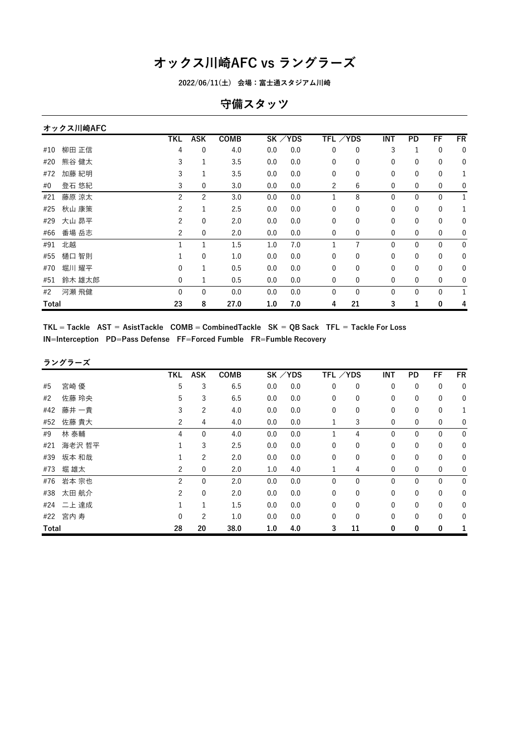# オックス川崎AFC vs ラングラーズ

2022/06/11(土) 会場：富士通スタジアム川崎

## 守備スタッツ

### オックス川崎AFC

| | | TKL | ASK | COMB | SK | ／YDS | TFL | ／YDS | INT | PD | FF | FR |
|---|---|---|---|---|---|---|---|---|---|---|---|---|
| #10 | 柳田 正信 | 4 | 0 | 4.0 | 0.0 | 0.0 | 0 | 0 | 3 | 1 | 0 | 0 |
| #20 | 熊谷 健太 | 3 | 1 | 3.5 | 0.0 | 0.0 | 0 | 0 | 0 | 0 | 0 | 0 |
| #72 | 加藤 紀明 | 3 | 1 | 3.5 | 0.0 | 0.0 | 0 | 0 | 0 | 0 | 0 | 1 |
| #0 | 登石 悠紀 | 3 | 0 | 3.0 | 0.0 | 0.0 | 2 | 6 | 0 | 0 | 0 | 0 |
| #21 | 藤原 涼太 | 2 | 2 | 3.0 | 0.0 | 0.0 | 1 | 8 | 0 | 0 | 0 | 1 |
| #25 | 秋山 康策 | 2 | 1 | 2.5 | 0.0 | 0.0 | 0 | 0 | 0 | 0 | 0 | 1 |
| #29 | 大山 昴平 | 2 | 0 | 2.0 | 0.0 | 0.0 | 0 | 0 | 0 | 0 | 0 | 0 |
| #66 | 番場 岳志 | 2 | 0 | 2.0 | 0.0 | 0.0 | 0 | 0 | 0 | 0 | 0 | 0 |
| #91 | 北越 | 1 | 1 | 1.5 | 1.0 | 7.0 | 1 | 7 | 0 | 0 | 0 | 0 |
| #55 | 樋口 智則 | 1 | 0 | 1.0 | 0.0 | 0.0 | 0 | 0 | 0 | 0 | 0 | 0 |
| #70 | 堀川 耀平 | 0 | 1 | 0.5 | 0.0 | 0.0 | 0 | 0 | 0 | 0 | 0 | 0 |
| #51 | 鈴木 雄太郎 | 0 | 1 | 0.5 | 0.0 | 0.0 | 0 | 0 | 0 | 0 | 0 | 0 |
| #2 | 河瀬 飛健 | 0 | 0 | 0.0 | 0.0 | 0.0 | 0 | 0 | 0 | 0 | 0 | 1 |
| **Total** | | **23** | **8** | **27.0** | **1.0** | **7.0** | **4** | **21** | **3** | **1** | **0** | **4** |

**TKL = Tackle　AST = AsistTackle　COMB = CombinedTackle　SK = QB Sack　TFL = Tackle For Loss**
**IN=Interception　PD=Pass Defense　FF=Forced Fumble　FR=Fumble Recovery**

### ラングラーズ

| | | TKL | ASK | COMB | SK | ／YDS | TFL | ／YDS | INT | PD | FF | FR |
|---|---|---|---|---|---|---|---|---|---|---|---|---|
| #5 | 宮崎 優 | 5 | 3 | 6.5 | 0.0 | 0.0 | 0 | 0 | 0 | 0 | 0 | 0 |
| #2 | 佐藤 玲央 | 5 | 3 | 6.5 | 0.0 | 0.0 | 0 | 0 | 0 | 0 | 0 | 0 |
| #42 | 藤井 一貴 | 3 | 2 | 4.0 | 0.0 | 0.0 | 0 | 0 | 0 | 0 | 0 | 1 |
| #52 | 佐藤 貴大 | 2 | 4 | 4.0 | 0.0 | 0.0 | 1 | 3 | 0 | 0 | 0 | 0 |
| #9 | 林 泰輔 | 4 | 0 | 4.0 | 0.0 | 0.0 | 1 | 4 | 0 | 0 | 0 | 0 |
| #21 | 海老沢 哲平 | 1 | 3 | 2.5 | 0.0 | 0.0 | 0 | 0 | 0 | 0 | 0 | 0 |
| #39 | 坂本 和哉 | 1 | 2 | 2.0 | 0.0 | 0.0 | 0 | 0 | 0 | 0 | 0 | 0 |
| #73 | 堀 雄太 | 2 | 0 | 2.0 | 1.0 | 4.0 | 1 | 4 | 0 | 0 | 0 | 0 |
| #76 | 岩本 宗也 | 2 | 0 | 2.0 | 0.0 | 0.0 | 0 | 0 | 0 | 0 | 0 | 0 |
| #38 | 太田 航介 | 2 | 0 | 2.0 | 0.0 | 0.0 | 0 | 0 | 0 | 0 | 0 | 0 |
| #24 | 二上 達成 | 1 | 1 | 1.5 | 0.0 | 0.0 | 0 | 0 | 0 | 0 | 0 | 0 |
| #22 | 宮内 寿 | 0 | 2 | 1.0 | 0.0 | 0.0 | 0 | 0 | 0 | 0 | 0 | 0 |
| **Total** | | **28** | **20** | **38.0** | **1.0** | **4.0** | **3** | **11** | **0** | **0** | **0** | **1** |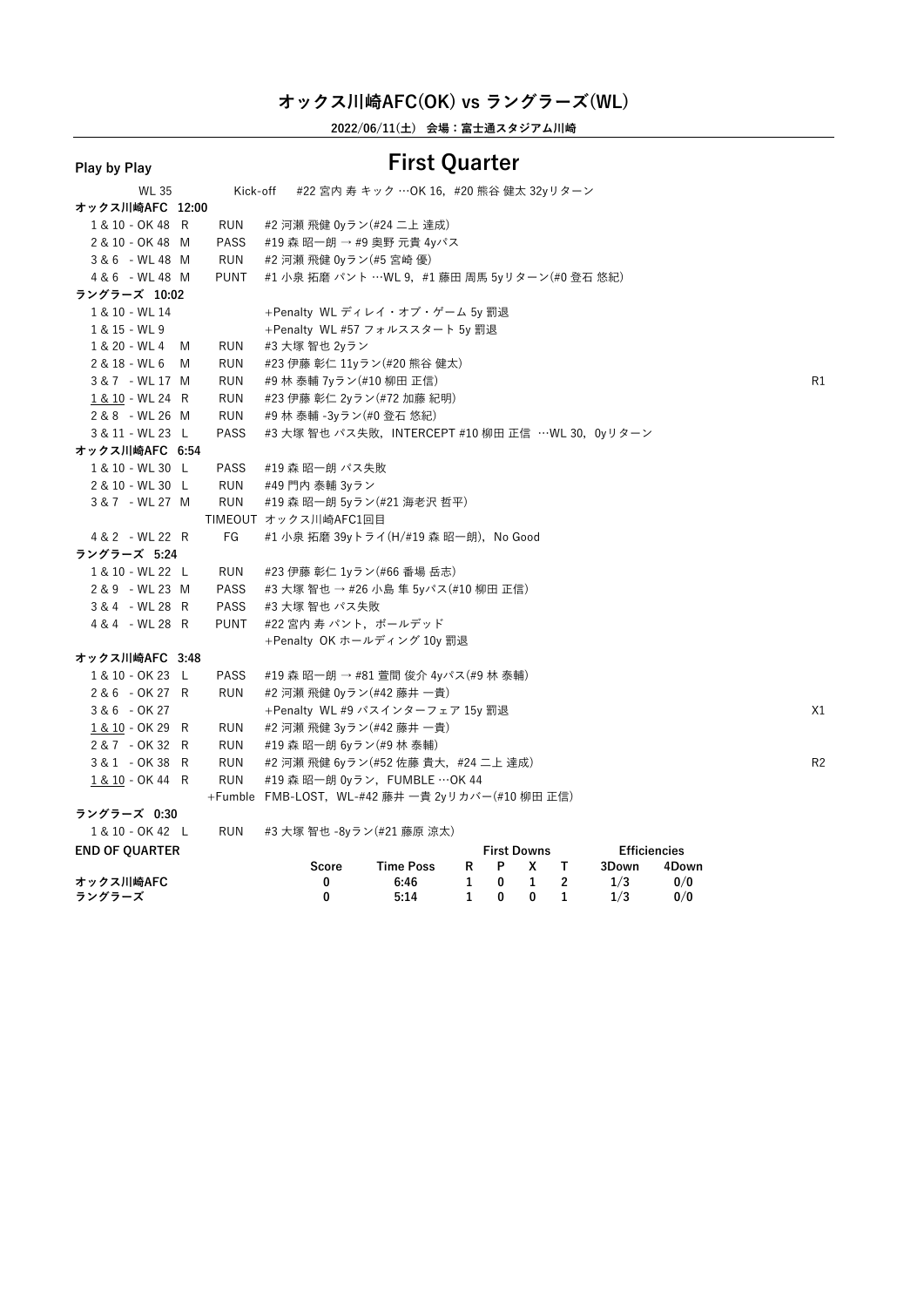## オックス川崎AFC(OK) vs ラングラーズ(WL)

**2022/06/11(土) 会場：富士通スタジアム川崎**

**Play by Play**

# First Quarter

| Down & Distance | Dir | Play | Description | Note |
|---|---|---|---|---|
| WL 35 | | Kick-off | #22 宮内 寿 キック …OK 16, #20 熊谷 健太 32yリターン | |
| **オックス川崎AFC 12:00** | | | | |
| 1 & 10 - OK 48 | R | RUN | #2 河瀬 飛健 0yラン(#24 二上 達成) | |
| 2 & 10 - OK 48 | M | PASS | #19 森 昭一朗 → #9 奥野 元貴 4yパス | |
| 3 & 6 - WL 48 | M | RUN | #2 河瀬 飛健 0yラン(#5 宮崎 優) | |
| 4 & 6 - WL 48 | M | PUNT | #1 小泉 拓磨 パント …WL 9, #1 藤田 周馬 5yリターン(#0 登石 悠紀) | |
| **ラングラーズ 10:02** | | | | |
| 1 & 10 - WL 14 | | | +Penalty WL ディレイ・オブ・ゲーム 5y 罰退 | |
| 1 & 15 - WL 9 | | | +Penalty WL #57 フォルススタート 5y 罰退 | |
| 1 & 20 - WL 4 | M | RUN | #3 大塚 智也 2yラン | |
| 2 & 18 - WL 6 | M | RUN | #23 伊藤 彰仁 11yラン(#20 熊谷 健太) | |
| 3 & 7 - WL 17 | M | RUN | #9 林 泰輔 7yラン(#10 柳田 正信) | R1 |
| 1 & 10 - WL 24 | R | RUN | #23 伊藤 彰仁 2yラン(#72 加藤 紀明) | |
| 2 & 8 - WL 26 | M | RUN | #9 林 泰輔 -3yラン(#0 登石 悠紀) | |
| 3 & 11 - WL 23 | L | PASS | #3 大塚 智也 パス失敗, INTERCEPT #10 柳田 正信 …WL 30, 0yリターン | |
| **オックス川崎AFC 6:54** | | | | |
| 1 & 10 - WL 30 | L | PASS | #19 森 昭一朗 パス失敗 | |
| 2 & 10 - WL 30 | L | RUN | #49 門内 泰輔 3yラン | |
| 3 & 7 - WL 27 | M | RUN | #19 森 昭一朗 5yラン(#21 海老沢 哲平) | |
| | | TIMEOUT | オックス川崎AFC1回目 | |
| 4 & 2 - WL 22 | R | FG | #1 小泉 拓磨 39yトライ(H/#19 森 昭一朗), No Good | |
| **ラングラーズ 5:24** | | | | |
| 1 & 10 - WL 22 | L | RUN | #23 伊藤 彰仁 1yラン(#66 番場 岳志) | |
| 2 & 9 - WL 23 | M | PASS | #3 大塚 智也 → #26 小島 隼 5yパス(#10 柳田 正信) | |
| 3 & 4 - WL 28 | R | PASS | #3 大塚 智也 パス失敗 | |
| 4 & 4 - WL 28 | R | PUNT | #22 宮内 寿 パント, ボールデッド | |
| | | | +Penalty OK ホールディング 10y 罰退 | |
| **オックス川崎AFC 3:48** | | | | |
| 1 & 10 - OK 23 | L | PASS | #19 森 昭一朗 → #81 萱間 俊介 4yパス(#9 林 泰輔) | |
| 2 & 6 - OK 27 | R | RUN | #2 河瀬 飛健 0yラン(#42 藤井 一貴) | |
| 3 & 6 - OK 27 | | | +Penalty WL #9 パスインターフェア 15y 罰退 | X1 |
| 1 & 10 - OK 29 | R | RUN | #2 河瀬 飛健 3yラン(#42 藤井 一貴) | |
| 2 & 7 - OK 32 | R | RUN | #19 森 昭一朗 6yラン(#9 林 泰輔) | |
| 3 & 1 - OK 38 | R | RUN | #2 河瀬 飛健 6yラン(#52 佐藤 貴大, #24 二上 達成) | R2 |
| 1 & 10 - OK 44 | R | RUN | #19 森 昭一朗 0yラン, FUMBLE …OK 44 | |
| | | +Fumble | FMB-LOST, WL-#42 藤井 一貴 2yリカバー(#10 柳田 正信) | |
| **ラングラーズ 0:30** | | | | |
| 1 & 10 - OK 42 | L | RUN | #3 大塚 智也 -8yラン(#21 藤原 涼太) | |

**END OF QUARTER**

| | Score | Time Poss | First Downs R | P | X | T | Efficiencies 3Down | 4Down |
|---|---|---|---|---|---|---|---|---|
| **オックス川崎AFC** | 0 | 6:46 | 1 | 0 | 1 | 2 | 1/3 | 0/0 |
| **ラングラーズ** | 0 | 5:14 | 1 | 0 | 0 | 1 | 1/3 | 0/0 |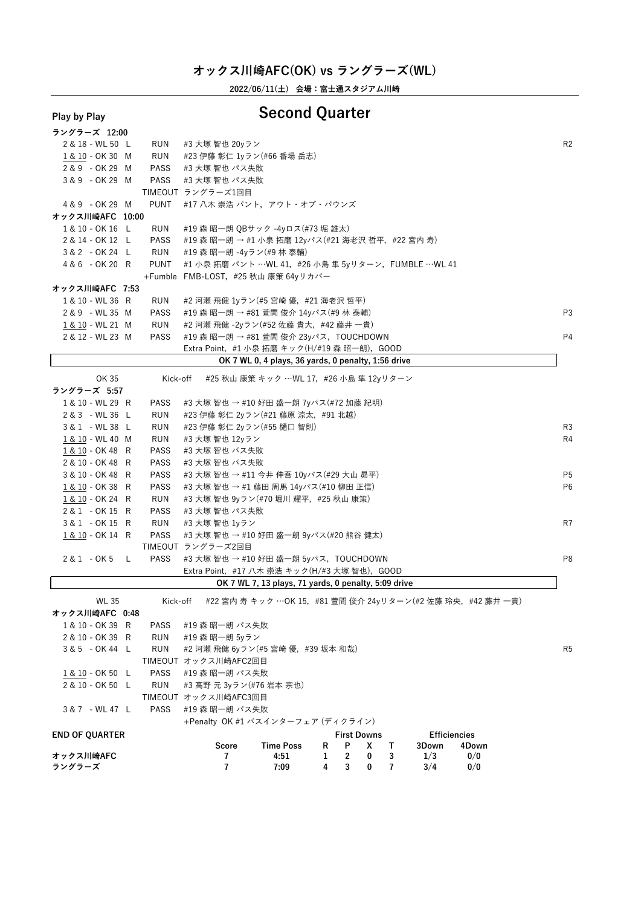# オックス川崎AFC(OK) vs ラングラーズ(WL)

**2022/06/11(土) 会場：富士通スタジアム川崎**

## Play by Play — Second Quarter

**ラングラーズ 12:00**

| Down | | Play | |
|---|---|---|---|
| 2 & 18 - WL 50 L | RUN | #3 大塚 智也 20yラン | R2 |
| 1 & 10 - OK 30 M | RUN | #23 伊藤 彰仁 1yラン(#66 番場 岳志) | |
| 2 & 9 - OK 29 M | PASS | #3 大塚 智也 パス失敗 | |
| 3 & 9 - OK 29 M | PASS | #3 大塚 智也 パス失敗 | |
| | TIMEOUT | ラングラーズ1回目 | |
| 4 & 9 - OK 29 M | PUNT | #17 八木 崇浩 パント，アウト・オブ・バウンズ | |

**オックス川崎AFC 10:00**

| Down | | Play | |
|---|---|---|---|
| 1 & 10 - OK 16 L | RUN | #19 森 昭一朗 QBサック -4yロス(#73 堀 雄太) | |
| 2 & 14 - OK 12 L | PASS | #19 森 昭一朗 → #1 小泉 拓磨 12yパス(#21 海老沢 哲平，#22 宮内 寿) | |
| 3 & 2 - OK 24 L | RUN | #19 森 昭一朗 -4yラン(#9 林 泰輔) | |
| 4 & 6 - OK 20 R | PUNT | #1 小泉 拓磨 パント …WL 41，#26 小島 隼 5yリターン，FUMBLE …WL 41 | |
| | +Fumble | FMB-LOST，#25 秋山 康策 64yリカバー | |

**オックス川崎AFC 7:53**

| Down | | Play | |
|---|---|---|---|
| 1 & 10 - WL 36 R | RUN | #2 河瀬 飛健 1yラン(#5 宮崎 優，#21 海老沢 哲平) | |
| 2 & 9 - WL 35 M | PASS | #19 森 昭一朗 → #81 萱間 俊介 14yパス(#9 林 泰輔) | P3 |
| 1 & 10 - WL 21 M | RUN | #2 河瀬 飛健 -2yラン(#52 佐藤 貴大，#42 藤井 一貴) | |
| 2 & 12 - WL 23 M | PASS | #19 森 昭一朗 → #81 萱間 俊介 23yパス，TOUCHDOWN | P4 |
| | | Extra Point，#1 小泉 拓磨 キック(H/#19 森 昭一朗)，GOOD | |

**OK 7 WL 0, 4 plays, 36 yards, 0 penalty, 1:56 drive**

OK 35 Kick-off #25 秋山 康策 キック …WL 17，#26 小島 隼 12yリターン

**ラングラーズ 5:57**

| Down | | Play | |
|---|---|---|---|
| 1 & 10 - WL 29 R | PASS | #3 大塚 智也 → #10 好田 盛一朗 7yパス(#72 加藤 紀明) | |
| 2 & 3 - WL 36 L | RUN | #23 伊藤 彰仁 2yラン(#21 藤原 涼太，#91 北越) | |
| 3 & 1 - WL 38 L | RUN | #23 伊藤 彰仁 2yラン(#55 樋口 智則) | R3 |
| 1 & 10 - WL 40 M | RUN | #3 大塚 智也 12yラン | R4 |
| 1 & 10 - OK 48 R | PASS | #3 大塚 智也 パス失敗 | |
| 2 & 10 - OK 48 R | PASS | #3 大塚 智也 パス失敗 | |
| 3 & 10 - OK 48 R | PASS | #3 大塚 智也 → #11 今井 伸吾 10yパス(#29 大山 昂平) | P5 |
| 1 & 10 - OK 38 R | PASS | #3 大塚 智也 → #1 藤田 周馬 14yパス(#10 柳田 正信) | P6 |
| 1 & 10 - OK 24 R | RUN | #3 大塚 智也 9yラン(#70 堀川 耀平，#25 秋山 康策) | |
| 2 & 1 - OK 15 R | PASS | #3 大塚 智也 パス失敗 | |
| 3 & 1 - OK 15 R | RUN | #3 大塚 智也 1yラン | R7 |
| 1 & 10 - OK 14 R | PASS | #3 大塚 智也 → #10 好田 盛一朗 9yパス(#20 熊谷 健太) | |
| | TIMEOUT | ラングラーズ2回目 | |
| 2 & 1 - OK 5 L | PASS | #3 大塚 智也 → #10 好田 盛一朗 5yパス，TOUCHDOWN | P8 |
| | | Extra Point，#17 八木 崇浩 キック(H/#3 大塚 智也)，GOOD | |

**OK 7 WL 7, 13 plays, 71 yards, 0 penalty, 5:09 drive**

WL 35 Kick-off #22 宮内 寿 キック …OK 15，#81 萱間 俊介 24yリターン(#2 佐藤 玲央，#42 藤井 一貴)

**オックス川崎AFC 0:48**

| Down | | Play | |
|---|---|---|---|
| 1 & 10 - OK 39 R | PASS | #19 森 昭一朗 パス失敗 | |
| 2 & 10 - OK 39 R | RUN | #19 森 昭一朗 5yラン | |
| 3 & 5 - OK 44 L | RUN | #2 河瀬 飛健 6yラン(#5 宮崎 優，#39 坂本 和哉) | R5 |
| | TIMEOUT | オックス川崎AFC2回目 | |
| 1 & 10 - OK 50 L | PASS | #19 森 昭一朗 パス失敗 | |
| 2 & 10 - OK 50 L | RUN | #3 高野 元 3yラン(#76 岩本 宗也) | |
| | TIMEOUT | オックス川崎AFC3回目 | |
| 3 & 7 - WL 47 L | PASS | #19 森 昭一朗 パス失敗 | |
| | | +Penalty OK #1 パスインターフェア (ディクライン) | |

**END OF QUARTER**

| | Score | Time Poss | First Downs R | P | X | T | Efficiencies 3Down | 4Down |
|---|---|---|---|---|---|---|---|---|
| オックス川崎AFC | 7 | 4:51 | 1 | 2 | 0 | 3 | 1/3 | 0/0 |
| ラングラーズ | 7 | 7:09 | 4 | 3 | 0 | 7 | 3/4 | 0/0 |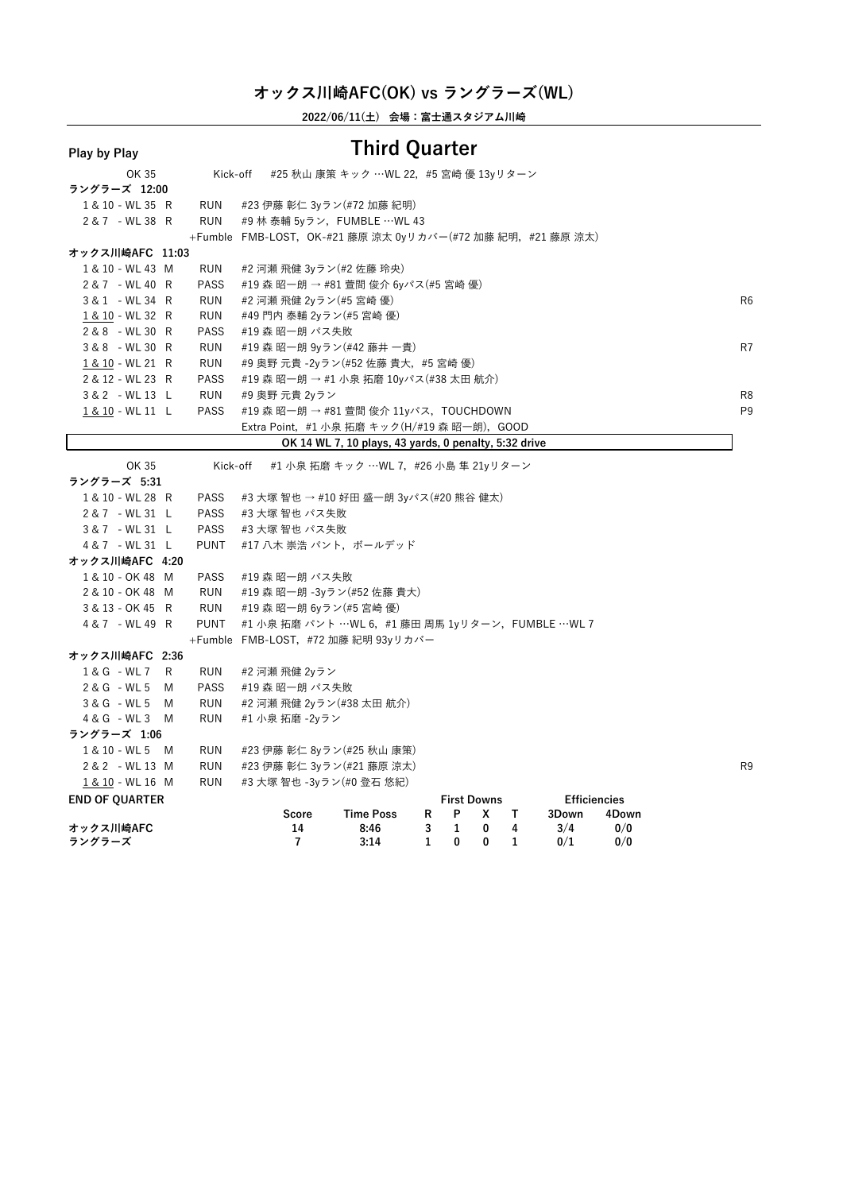# オックス川崎AFC(OK) vs ラングラーズ(WL)

**2022/06/11(土) 会場：富士通スタジアム川崎**

**Play by Play**

## Third Quarter

| | | | |
|---|---|---|---|
| OK 35 | Kick-off | #25 秋山 康策 キック …WL 22, #5 宮崎 優 13yリターン | |
| **ラングラーズ 12:00** | | | |
| 1 & 10 - WL 35 R | RUN | #23 伊藤 彰仁 3yラン(#72 加藤 紀明) | |
| 2 & 7 - WL 38 R | RUN | #9 林 泰輔 5yラン, FUMBLE …WL 43 | |
| | +Fumble | FMB-LOST, OK-#21 藤原 涼太 0yリカバー(#72 加藤 紀明, #21 藤原 涼太) | |
| **オックス川崎AFC 11:03** | | | |
| 1 & 10 - WL 43 M | RUN | #2 河瀬 飛健 3yラン(#2 佐藤 玲央) | |
| 2 & 7 - WL 40 R | PASS | #19 森 昭一朗 → #81 萱間 俊介 6yパス(#5 宮崎 優) | |
| 3 & 1 - WL 34 R | RUN | #2 河瀬 飛健 2yラン(#5 宮崎 優) | R6 |
| 1 & 10 - WL 32 R | RUN | #49 門内 泰輔 2yラン(#5 宮崎 優) | |
| 2 & 8 - WL 30 R | PASS | #19 森 昭一朗 パス失敗 | |
| 3 & 8 - WL 30 R | RUN | #19 森 昭一朗 9yラン(#42 藤井 一貴) | R7 |
| 1 & 10 - WL 21 R | RUN | #9 奥野 元貴 -2yラン(#52 佐藤 貴大, #5 宮崎 優) | |
| 2 & 12 - WL 23 R | PASS | #19 森 昭一朗 → #1 小泉 拓磨 10yパス(#38 太田 航介) | |
| 3 & 2 - WL 13 L | RUN | #9 奥野 元貴 2yラン | R8 |
| 1 & 10 - WL 11 L | PASS | #19 森 昭一朗 → #81 萱間 俊介 11yパス, TOUCHDOWN | P9 |
| | | Extra Point, #1 小泉 拓磨 キック(H/#19 森 昭一朗), GOOD | |
| | | **OK 14 WL 7, 10 plays, 43 yards, 0 penalty, 5:32 drive** | |
| OK 35 | Kick-off | #1 小泉 拓磨 キック …WL 7, #26 小島 隼 21yリターン | |
| **ラングラーズ 5:31** | | | |
| 1 & 10 - WL 28 R | PASS | #3 大塚 智也 → #10 好田 盛一朗 3yパス(#20 熊谷 健太) | |
| 2 & 7 - WL 31 L | PASS | #3 大塚 智也 パス失敗 | |
| 3 & 7 - WL 31 L | PASS | #3 大塚 智也 パス失敗 | |
| 4 & 7 - WL 31 L | PUNT | #17 八木 崇浩 パント, ボールデッド | |
| **オックス川崎AFC 4:20** | | | |
| 1 & 10 - OK 48 M | PASS | #19 森 昭一朗 パス失敗 | |
| 2 & 10 - OK 48 M | RUN | #19 森 昭一朗 -3yラン(#52 佐藤 貴大) | |
| 3 & 13 - OK 45 R | RUN | #19 森 昭一朗 6yラン(#5 宮崎 優) | |
| 4 & 7 - WL 49 R | PUNT | #1 小泉 拓磨 パント …WL 6, #1 藤田 周馬 1yリターン, FUMBLE …WL 7 | |
| | +Fumble | FMB-LOST, #72 加藤 紀明 93yリカバー | |
| **オックス川崎AFC 2:36** | | | |
| 1 & G - WL 7 R | RUN | #2 河瀬 飛健 2yラン | |
| 2 & G - WL 5 M | PASS | #19 森 昭一朗 パス失敗 | |
| 3 & G - WL 5 M | RUN | #2 河瀬 飛健 2yラン(#38 太田 航介) | |
| 4 & G - WL 3 M | RUN | #1 小泉 拓磨 -2yラン | |
| **ラングラーズ 1:06** | | | |
| 1 & 10 - WL 5 M | RUN | #23 伊藤 彰仁 8yラン(#25 秋山 康策) | |
| 2 & 2 - WL 13 M | RUN | #23 伊藤 彰仁 3yラン(#21 藤原 涼太) | R9 |
| 1 & 10 - WL 16 M | RUN | #3 大塚 智也 -3yラン(#0 登石 悠紀) | |

**END OF QUARTER**

| | Score | Time Poss | First Downs R | First Downs P | First Downs X | First Downs T | Efficiencies 3Down | Efficiencies 4Down |
|---|---|---|---|---|---|---|---|---|
| オックス川崎AFC | 14 | 8:46 | 3 | 1 | 0 | 4 | 3/4 | 0/0 |
| ラングラーズ | 7 | 3:14 | 1 | 0 | 0 | 1 | 0/1 | 0/0 |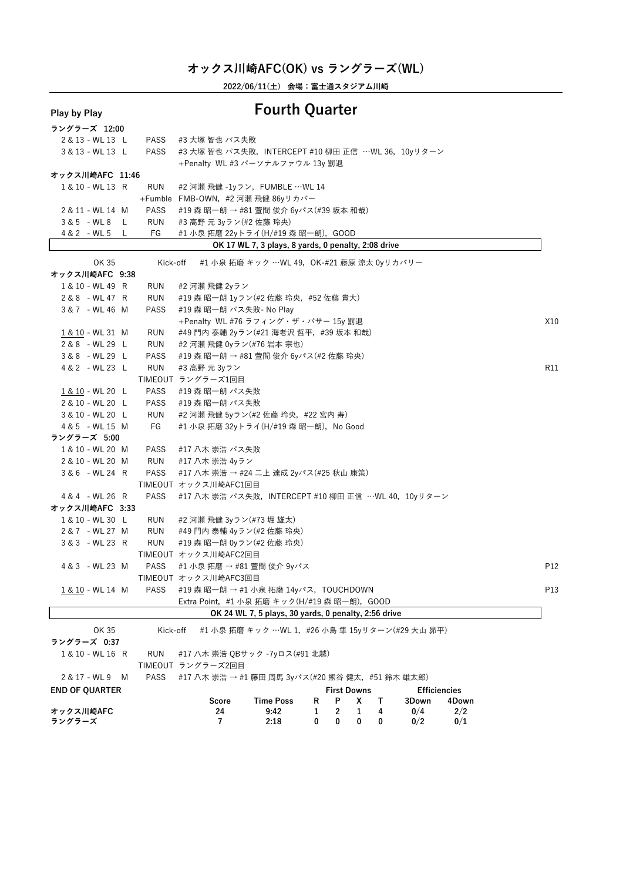# オックス川崎AFC(OK) vs ラングラーズ(WL)

**2022/06/11(土) 会場：富士通スタジアム川崎**

## Play by Play

# Fourth Quarter

**ラングラーズ 12:00**

| Down | Type | Play | |
|---|---|---|---|
| 2 & 13 - WL 13 L | PASS | #3 大塚 智也 パス失敗 | |
| 3 & 13 - WL 13 L | PASS | #3 大塚 智也 パス失敗，INTERCEPT #10 柳田 正信 …WL 36，10yリターン | |
| | | +Penalty WL #3 パーソナルファウル 13y 罰退 | |

**オックス川崎AFC 11:46**

| Down | Type | Play | |
|---|---|---|---|
| 1 & 10 - WL 13 R | RUN | #2 河瀬 飛健 -1yラン，FUMBLE …WL 14 | |
| | +Fumble | FMB-OWN，#2 河瀬 飛健 86yリカバー | |
| 2 & 11 - WL 14 M | PASS | #19 森 昭一朗 → #81 萱間 俊介 6yパス(#39 坂本 和哉) | |
| 3 & 5 - WL 8 L | RUN | #3 高野 元 3yラン(#2 佐藤 玲央) | |
| 4 & 2 - WL 5 L | FG | #1 小泉 拓磨 22yトライ(H/#19 森 昭一朗)，GOOD | |

**OK 17 WL 7, 3 plays, 8 yards, 0 penalty, 2:08 drive**

| Down | Type | Play | |
|---|---|---|---|
| OK 35 | Kick-off | #1 小泉 拓磨 キック …WL 49，OK-#21 藤原 涼太 0yリカバリー | |

**オックス川崎AFC 9:38**

| Down | Type | Play | |
|---|---|---|---|
| 1 & 10 - WL 49 R | RUN | #2 河瀬 飛健 2yラン | |
| 2 & 8 - WL 47 R | RUN | #19 森 昭一朗 1yラン(#2 佐藤 玲央，#52 佐藤 貴大) | |
| 3 & 7 - WL 46 M | PASS | #19 森 昭一朗 パス失敗- No Play | |
| | | +Penalty WL #76 ラフィング・ザ・パサー 15y 罰退 | X10 |
| 1 & 10 - WL 31 M | RUN | #49 門内 泰輔 2yラン(#21 海老沢 哲平，#39 坂本 和哉) | |
| 2 & 8 - WL 29 L | RUN | #2 河瀬 飛健 0yラン(#76 岩本 宗也) | |
| 3 & 8 - WL 29 L | PASS | #19 森 昭一朗 → #81 萱間 俊介 6yパス(#2 佐藤 玲央) | |
| 4 & 2 - WL 23 L | RUN | #3 高野 元 3yラン | R11 |
| | TIMEOUT | ラングラーズ1回目 | |
| 1 & 10 - WL 20 L | PASS | #19 森 昭一朗 パス失敗 | |
| 2 & 10 - WL 20 L | PASS | #19 森 昭一朗 パス失敗 | |
| 3 & 10 - WL 20 L | RUN | #2 河瀬 飛健 5yラン(#2 佐藤 玲央，#22 宮内 寿) | |
| 4 & 5 - WL 15 M | FG | #1 小泉 拓磨 32yトライ(H/#19 森 昭一朗)，No Good | |

**ラングラーズ 5:00**

| Down | Type | Play | |
|---|---|---|---|
| 1 & 10 - WL 20 M | PASS | #17 八木 崇浩 パス失敗 | |
| 2 & 10 - WL 20 M | RUN | #17 八木 崇浩 4yラン | |
| 3 & 6 - WL 24 R | PASS | #17 八木 崇浩 → #24 二上 達成 2yパス(#25 秋山 康策) | |
| | TIMEOUT | オックス川崎AFC1回目 | |
| 4 & 4 - WL 26 R | PASS | #17 八木 崇浩 パス失敗，INTERCEPT #10 柳田 正信 …WL 40，10yリターン | |

**オックス川崎AFC 3:33**

| Down | Type | Play | |
|---|---|---|---|
| 1 & 10 - WL 30 L | RUN | #2 河瀬 飛健 3yラン(#73 堀 雄太) | |
| 2 & 7 - WL 27 M | RUN | #49 門内 泰輔 4yラン(#2 佐藤 玲央) | |
| 3 & 3 - WL 23 R | RUN | #19 森 昭一朗 0yラン(#2 佐藤 玲央) | |
| | TIMEOUT | オックス川崎AFC2回目 | |
| 4 & 3 - WL 23 M | PASS | #1 小泉 拓磨 → #81 萱間 俊介 9yパス | P12 |
| | TIMEOUT | オックス川崎AFC3回目 | |
| 1 & 10 - WL 14 M | PASS | #19 森 昭一朗 → #1 小泉 拓磨 14yパス，TOUCHDOWN | P13 |
| | | Extra Point，#1 小泉 拓磨 キック(H/#19 森 昭一朗)，GOOD | |

**OK 24 WL 7, 5 plays, 30 yards, 0 penalty, 2:56 drive**

| Down | Type | Play | |
|---|---|---|---|
| OK 35 | Kick-off | #1 小泉 拓磨 キック …WL 1，#26 小島 隼 15yリターン(#29 大山 昴平) | |

**ラングラーズ 0:37**

| Down | Type | Play | |
|---|---|---|---|
| 1 & 10 - WL 16 R | RUN | #17 八木 崇浩 QBサック -7yロス(#91 北越) | |
| | TIMEOUT | ラングラーズ2回目 | |
| 2 & 17 - WL 9 M | PASS | #17 八木 崇浩 → #1 藤田 周馬 3yパス(#20 熊谷 健太，#51 鈴木 雄太郎) | |

**END OF QUARTER**

| | Score | Time Poss | First Downs R | First Downs P | First Downs X | First Downs T | Efficiencies 3Down | Efficiencies 4Down |
|---|---|---|---|---|---|---|---|---|
| オックス川崎AFC | 24 | 9:42 | 1 | 2 | 1 | 4 | 0/4 | 2/2 |
| ラングラーズ | 7 | 2:18 | 0 | 0 | 0 | 0 | 0/2 | 0/1 |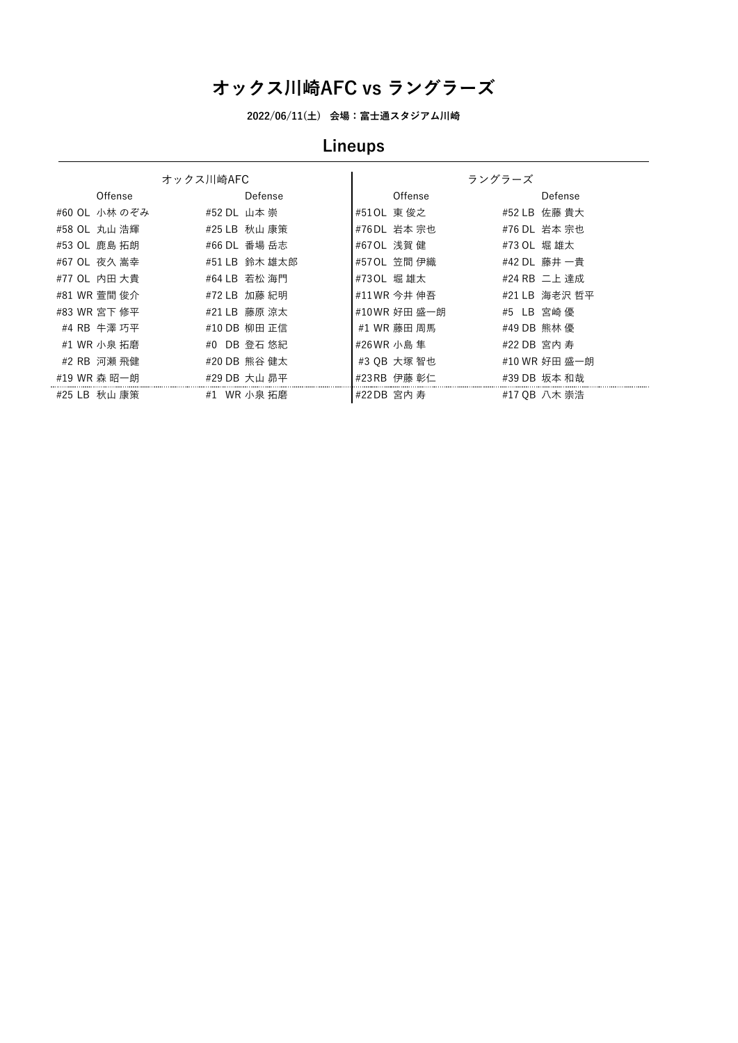# オックス川崎AFC vs ラングラーズ

**2022/06/11(土)　会場：富士通スタジアム川崎**

## Lineups

| オックス川崎AFC | | ラングラーズ | |
|---|---|---|---|
| Offense | Defense | Offense | Defense |
| #60 OL 小林 のぞみ | #52 DL 山本 崇 | #51 OL 東 俊之 | #52 LB 佐藤 貴大 |
| #58 OL 丸山 浩輝 | #25 LB 秋山 康策 | #76 DL 岩本 宗也 | #76 DL 岩本 宗也 |
| #53 OL 鹿島 拓朗 | #66 DL 番場 岳志 | #67 OL 浅賀 健 | #73 OL 堀 雄太 |
| #67 OL 夜久 嵩幸 | #51 LB 鈴木 雄太郎 | #57 OL 笠間 伊織 | #42 DL 藤井 一貴 |
| #77 OL 内田 大貴 | #64 LB 若松 海門 | #73 OL 堀 雄太 | #24 RB 二上 達成 |
| #81 WR 萱間 俊介 | #72 LB 加藤 紀明 | #11 WR 今井 伸吾 | #21 LB 海老沢 哲平 |
| #83 WR 宮下 修平 | #21 LB 藤原 涼太 | #10 WR 好田 盛一朗 | #5 LB 宮崎 優 |
| #4 RB 牛澤 巧平 | #10 DB 柳田 正信 | #1 WR 藤田 周馬 | #49 DB 熊林 優 |
| #1 WR 小泉 拓磨 | #0 DB 登石 悠紀 | #26 WR 小島 隼 | #22 DB 宮内 寿 |
| #2 RB 河瀬 飛健 | #20 DB 熊谷 健太 | #3 QB 大塚 智也 | #10 WR 好田 盛一朗 |
| #19 WR 森 昭一朗 | #29 DB 大山 昴平 | #23 RB 伊藤 彰仁 | #39 DB 坂本 和哉 |
| #25 LB 秋山 康策 | #1 WR 小泉 拓磨 | #22 DB 宮内 寿 | #17 QB 八木 崇浩 |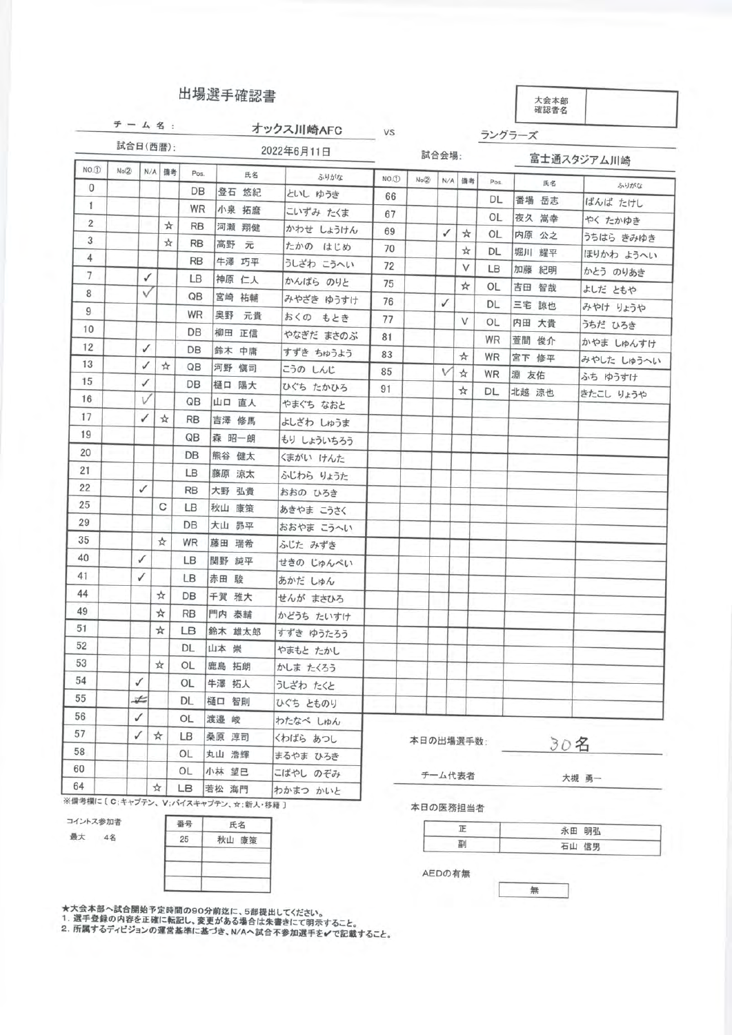# 出場選手確認書

| 大会本部確認者名 | |
|---|---|

チーム名: オックス川崎AFC vs ラングラーズ

試合日(西暦): 2022年6月11日　　試合会場: 富士通スタジアム川崎

| NO.① | No② | N/A | 備考 | Pos. | 氏名 | ふりがな |
|---|---|---|---|---|---|---|
| 0 | | | | DB | 登石 悠紀 | といし ゆうき |
| 1 | | | | WR | 小泉 拓磨 | こいずみ たくま |
| 2 | | | ☆ | RB | 河瀬 翔健 | かわせ しょうけん |
| 3 | | | ☆ | RB | 高野 元 | たかの はじめ |
| 4 | | | | RB | 牛澤 巧平 | うしざわ こうへい |
| 7 | | ✓ | | LB | 神原 仁人 | かんばら のりと |
| 8 | | ✓ | | QB | 宮崎 祐輔 | みやざき ゆうすけ |
| 9 | | | | WR | 奥野 元貴 | おくの もとき |
| 10 | | | | DB | 柳田 正信 | やなぎだ まさのぶ |
| 12 | | ✓ | | DB | 鈴木 中庸 | すずき ちゅうよう |
| 13 | | ✓ | ☆ | QB | 河野 愼司 | こうの しんじ |
| 15 | | ✓ | | DB | 樋口 陽大 | ひぐち たかひろ |
| 16 | | ✓ | | QB | 山口 直人 | やまぐち なおと |
| 17 | | ✓ | ☆ | RB | 吉澤 修馬 | よしざわ しゅうま |
| 19 | | | | QB | 森 昭一朗 | もり しょういちろう |
| 20 | | | | DB | 熊谷 健太 | くまがい けんた |
| 21 | | | | LB | 藤原 涼太 | ふじわら りょうた |
| 22 | | ✓ | | RB | 大野 弘貴 | おおの ひろき |
| 25 | | | C | LB | 秋山 康策 | あきやま こうさく |
| 29 | | | | DB | 大山 昴平 | おおやま こうへい |
| 35 | | | ☆ | WR | 藤田 瑞希 | ふじた みずき |
| 40 | | ✓ | | LB | 関野 純平 | せきの じゅんぺい |
| 41 | | ✓ | | LB | 赤田 駿 | あかだ しゅん |
| 44 | | | ☆ | DB | 千賀 雅大 | せんが まさひろ |
| 49 | | | ☆ | RB | 門内 泰輔 | かどうち たいすけ |
| 51 | | | ☆ | LB | 鈴木 雄太郎 | すずき ゆうたろう |
| 52 | | | | DL | 山本 崇 | やまもと たかし |
| 53 | | | ☆ | OL | 鹿島 拓朗 | かしま たくろう |
| 54 | | ✓ | | OL | 牛澤 拓人 | うしざわ たくと |
| 55 | | ✓ | | DL | 樋口 智則 | ひぐち とものり |
| 56 | | ✓ | | OL | 渡邊 峻 | わたなべ しゅん |
| 57 | | ✓ | ☆ | LB | 桑原 淳司 | くわばら あつし |
| 58 | | | | OL | 丸山 浩輝 | まるやま ひろき |
| 60 | | | | OL | 小林 望巳 | こばやし のぞみ |
| 64 | | | ☆ | LB | 若松 海門 | わかまつ かいと |
| 66 | | | | DL | 番場 岳志 | ばんば たけし |
| 67 | | | | OL | 夜久 嵩幸 | やく たかゆき |
| 69 | | ✓ | ☆ | OL | 内原 公之 | うちはら きみゆき |
| 70 | | | ☆ | DL | 堀川 耀平 | ほりかわ ようへい |
| 72 | | | V | LB | 加藤 紀明 | かとう のりあき |
| 75 | | | ☆ | OL | 吉田 智哉 | よしだ ともや |
| 76 | | ✓ | | DL | 三宅 諒也 | みやけ りょうや |
| 77 | | | V | OL | 内田 大貴 | うちだ ひろき |
| 81 | | | | WR | 萱間 俊介 | かやま しゅんすけ |
| 83 | | | ☆ | WR | 宮下 修平 | みやした しゅうへい |
| 85 | | ✓ | ☆ | WR | 淵 友佑 | ふち ゆうすけ |
| 91 | | | ☆ | DL | 北越 涼也 | きたこし りょうや |

※備考欄に［ C:キャプテン、V:バイスキャプテン、☆:新人・移籍 ］

コイントス参加者　最大 4名

| 番号 | 氏名 |
|---|---|
| 25 | 秋山 康策 |
| | |
| | |
| | |

本日の出場選手数: 30名

チーム代表者: 大槻 勇一

本日の医務担当者

| | |
|---|---|
| 正 | 永田 明弘 |
| 副 | 石山 信男 |

AEDの有無: 無

★大会本部へ試合開始予定時間の90分前迄に、5部提出してください。
1. 選手登録の内容を正確に転記し、変更がある場合は朱書きにて明示すること。
2. 所属するディビジョンの運営基準に基づき、N/Aへ試合不参加選手を✔で記載すること。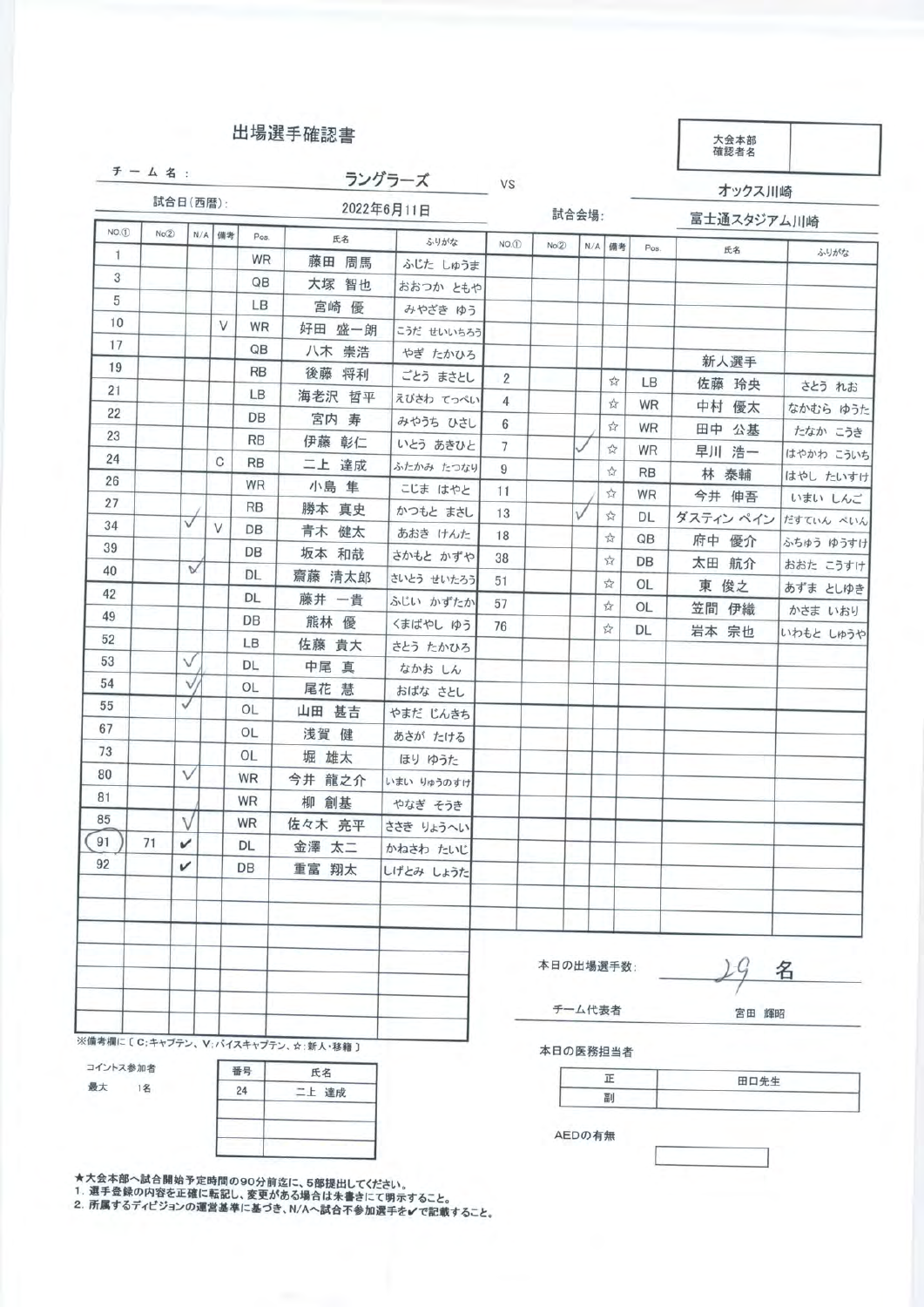# 出場選手確認書

| 大会本部確認者名 | |
|---|---|

チーム名： ラングラーズ　VS　オックス川崎

試合日(西暦)： 2022年6月11日　　試合会場： 富士通スタジアム川崎

| NO.① | No② | N/A | 備考 | Pos. | 氏名 | ふりがな |
|---|---|---|---|---|---|---|
| 1 | | | | WR | 藤田 周馬 | ふじた しゅうま |
| 3 | | | | QB | 大塚 智也 | おおつか ともや |
| 5 | | | | LB | 宮崎 優 | みやざき ゆう |
| 10 | | | V | WR | 好田 盛一朗 | こうだ せいいちろう |
| 17 | | | | QB | 八木 崇浩 | やぎ たかひろ |
| 19 | | | | RB | 後藤 将利 | ごとう まさとし |
| 21 | | | | LB | 海老沢 哲平 | えびさわ てっぺい |
| 22 | | | | DB | 宮内 寿 | みやうち ひさし |
| 23 | | | | RB | 伊藤 彰仁 | いとう あきひと |
| 24 | | | C | RB | 二上 達成 | ふたかみ たつなり |
| 26 | | | | WR | 小島 隼 | こじま はやと |
| 27 | | | | RB | 勝本 真史 | かつもと まさし |
| 34 | | ✓ | V | DB | 青木 健太 | あおき けんた |
| 39 | | | | DB | 坂本 和哉 | さかもと かずや |
| 40 | | ✓ | | DL | 齋藤 清太郎 | さいとう せいたろう |
| 42 | | | | DL | 藤井 一貴 | ふじい かずたか |
| 49 | | | | DB | 熊林 優 | くまばやし ゆう |
| 52 | | | | LB | 佐藤 貴大 | さとう たかひろ |
| 53 | | ✓ | | DL | 中尾 真 | なかお しん |
| 54 | | ✓ | | OL | 尾花 慧 | おばな さとし |
| 55 | | ✓ | | OL | 山田 甚吉 | やまだ じんきち |
| 67 | | | | OL | 浅賀 健 | あさが たける |
| 73 | | | | OL | 堀 雄太 | ほり ゆうた |
| 80 | | ✓ | | WR | 今井 龍之介 | いまい りゅうのすけ |
| 81 | | | | WR | 柳 創基 | やなぎ そうき |
| 85 | | ✓ | | WR | 佐々木 亮平 | ささき りょうへい |
| (91) | 71 | ✔ | | DL | 金澤 太二 | かねさわ たいじ |
| 92 | | ✔ | | DB | 重富 翔太 | しげとみ しょうた |

新人選手

| NO.① | No② | N/A | 備考 | Pos. | 氏名 | ふりがな |
|---|---|---|---|---|---|---|
| 2 | | | ☆ | LB | 佐藤 玲央 | さとう れお |
| 4 | | | ☆ | WR | 中村 優太 | なかむら ゆうた |
| 6 | | | ☆ | WR | 田中 公基 | たなか こうき |
| 7 | | ✓ | ☆ | WR | 早川 浩一 | はやかわ こういち |
| 9 | | | ☆ | RB | 林 泰輔 | はやし たいすけ |
| 11 | | | ☆ | WR | 今井 伸吾 | いまい しんご |
| 13 | | ✓ | ☆ | DL | ダスティン ペイン | だすてぃん ぺいん |
| 18 | | | ☆ | QB | 府中 優介 | ふちゅう ゆうすけ |
| 38 | | | ☆ | DB | 太田 航介 | おおた こうすけ |
| 51 | | | ☆ | OL | 東 俊之 | あずま としゆき |
| 57 | | | ☆ | OL | 笠間 伊織 | かさま いおり |
| 76 | | | ☆ | DL | 岩本 宗也 | いわもと しゅうや |

※備考欄に〔 C:キャプテン、V:バイスキャプテン、☆:新人・移籍 〕

本日の出場選手数： 29 名

チーム代表者　宮田 輝昭

コイントス参加者
最大　1名

| 番号 | 氏名 |
|---|---|
| 24 | 二上 達成 |
| | |
| | |

本日の医務担当者

| | |
|---|---|
| 正 | 田口先生 |
| 副 | |

AEDの有無

★大会本部へ試合開始予定時間の90分前迄に、5部提出してください。
1. 選手登録の内容を正確に転記し、変更がある場合は朱書きにて明示すること。
2. 所属するディビジョンの運営基準に基づき、N/Aへ試合不参加選手を✔で記載すること。